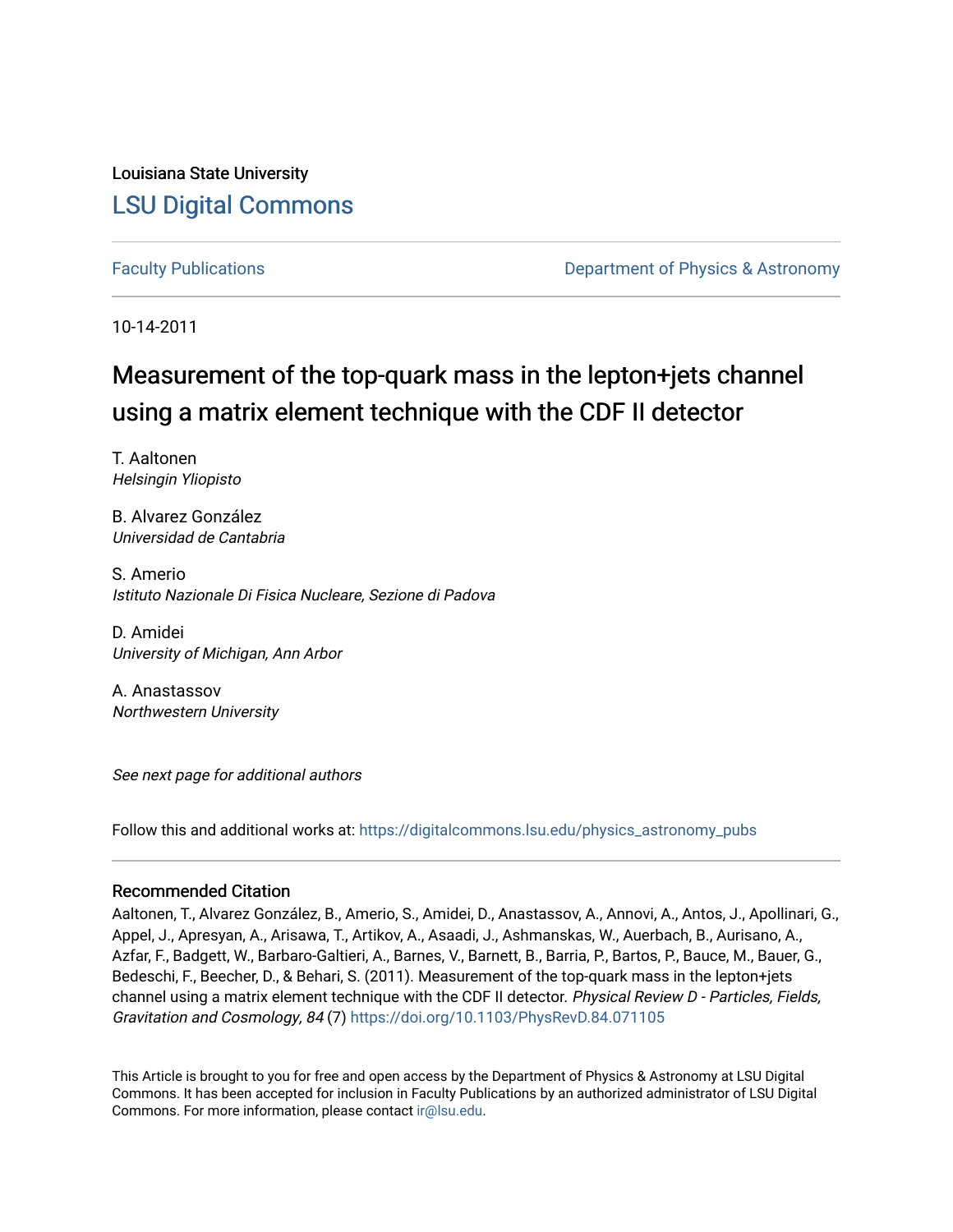Louisiana State University

# LSU Digital Commons

Faculty Publications

Department of Physics & Astronomy

10-14-2011

# Measurement of the top-quark mass in the lepton+jets channel using a matrix element technique with the CDF II detector

T. Aaltonen
*Helsingin Yliopisto*

B. Alvarez González
*Universidad de Cantabria*

S. Amerio
*Istituto Nazionale Di Fisica Nucleare, Sezione di Padova*

D. Amidei
*University of Michigan, Ann Arbor*

A. Anastassov
*Northwestern University*

*See next page for additional authors*

Follow this and additional works at: https://digitalcommons.lsu.edu/physics_astronomy_pubs

## Recommended Citation

Aaltonen, T., Alvarez González, B., Amerio, S., Amidei, D., Anastassov, A., Annovi, A., Antos, J., Apollinari, G., Appel, J., Apresyan, A., Arisawa, T., Artikov, A., Asaadi, J., Ashmanskas, W., Auerbach, B., Aurisano, A., Azfar, F., Badgett, W., Barbaro-Galtieri, A., Barnes, V., Barnett, B., Barria, P., Bartos, P., Bauce, M., Bauer, G., Bedeschi, F., Beecher, D., & Behari, S. (2011). Measurement of the top-quark mass in the lepton+jets channel using a matrix element technique with the CDF II detector. *Physical Review D - Particles, Fields, Gravitation and Cosmology, 84* (7) https://doi.org/10.1103/PhysRevD.84.071105

This Article is brought to you for free and open access by the Department of Physics & Astronomy at LSU Digital Commons. It has been accepted for inclusion in Faculty Publications by an authorized administrator of LSU Digital Commons. For more information, please contact ir@lsu.edu.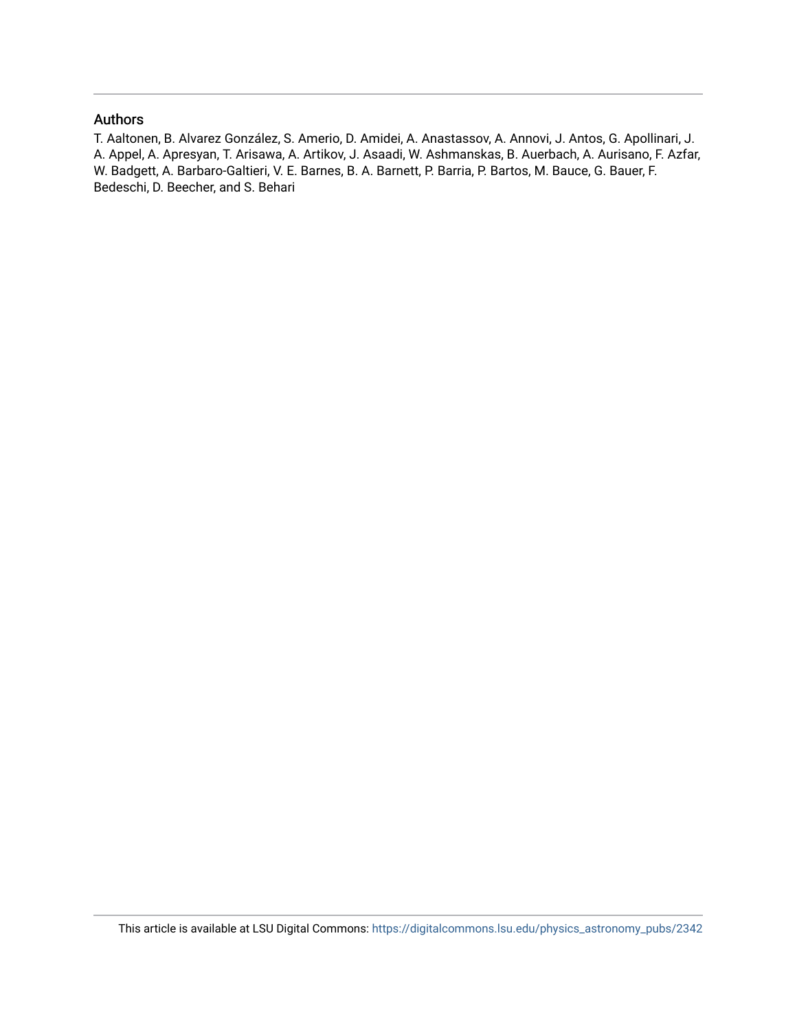## Authors

T. Aaltonen, B. Alvarez González, S. Amerio, D. Amidei, A. Anastassov, A. Annovi, J. Antos, G. Apollinari, J. A. Appel, A. Apresyan, T. Arisawa, A. Artikov, J. Asaadi, W. Ashmanskas, B. Auerbach, A. Aurisano, F. Azfar, W. Badgett, A. Barbaro-Galtieri, V. E. Barnes, B. A. Barnett, P. Barria, P. Bartos, M. Bauce, G. Bauer, F. Bedeschi, D. Beecher, and S. Behari

This article is available at LSU Digital Commons: https://digitalcommons.lsu.edu/physics_astronomy_pubs/2342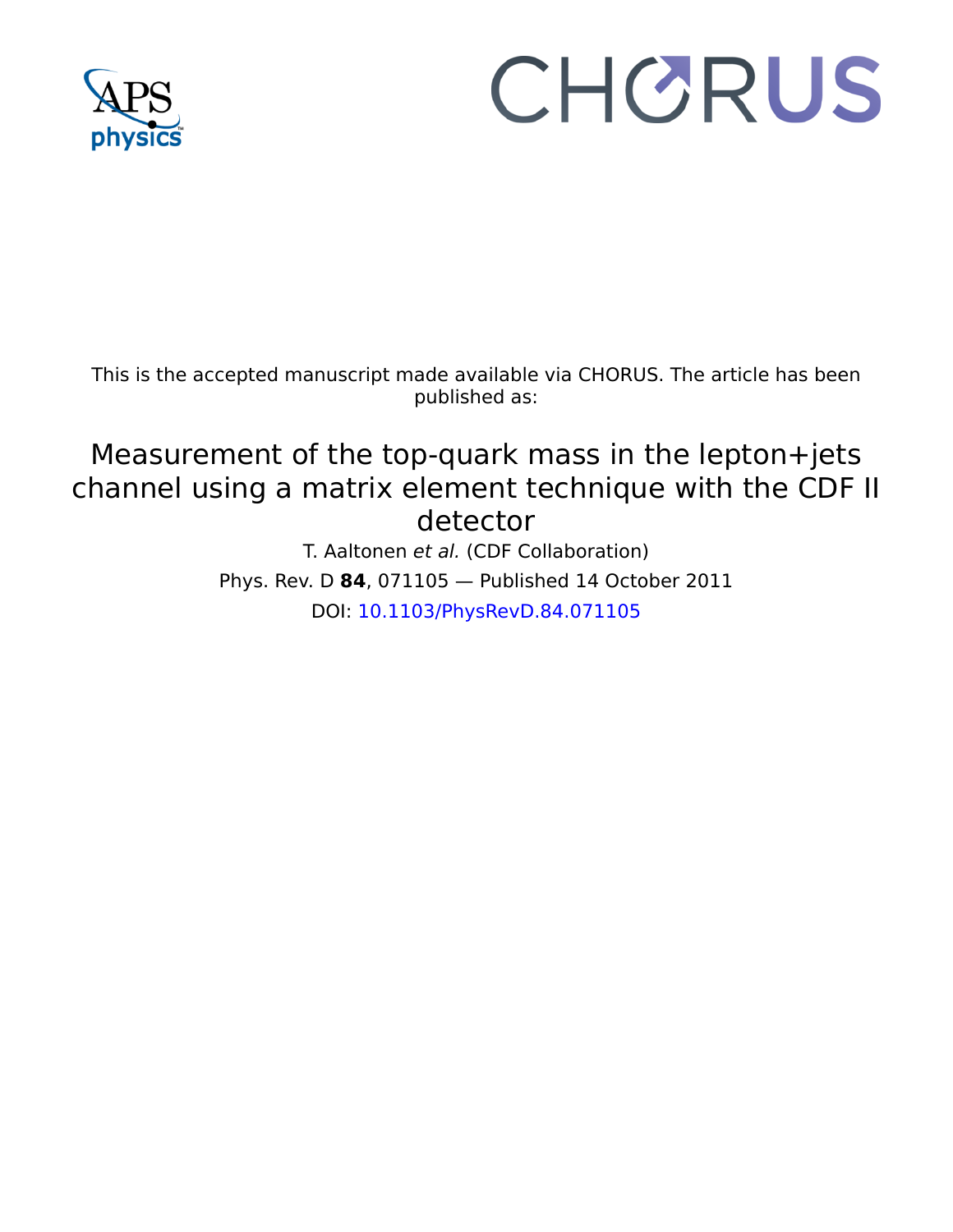This is the accepted manuscript made available via CHORUS. The article has been published as:

# Measurement of the top-quark mass in the lepton+jets channel using a matrix element technique with the CDF II detector

T. Aaltonen *et al.* (CDF Collaboration)

Phys. Rev. D **84**, 071105 — Published 14 October 2011

DOI: 10.1103/PhysRevD.84.071105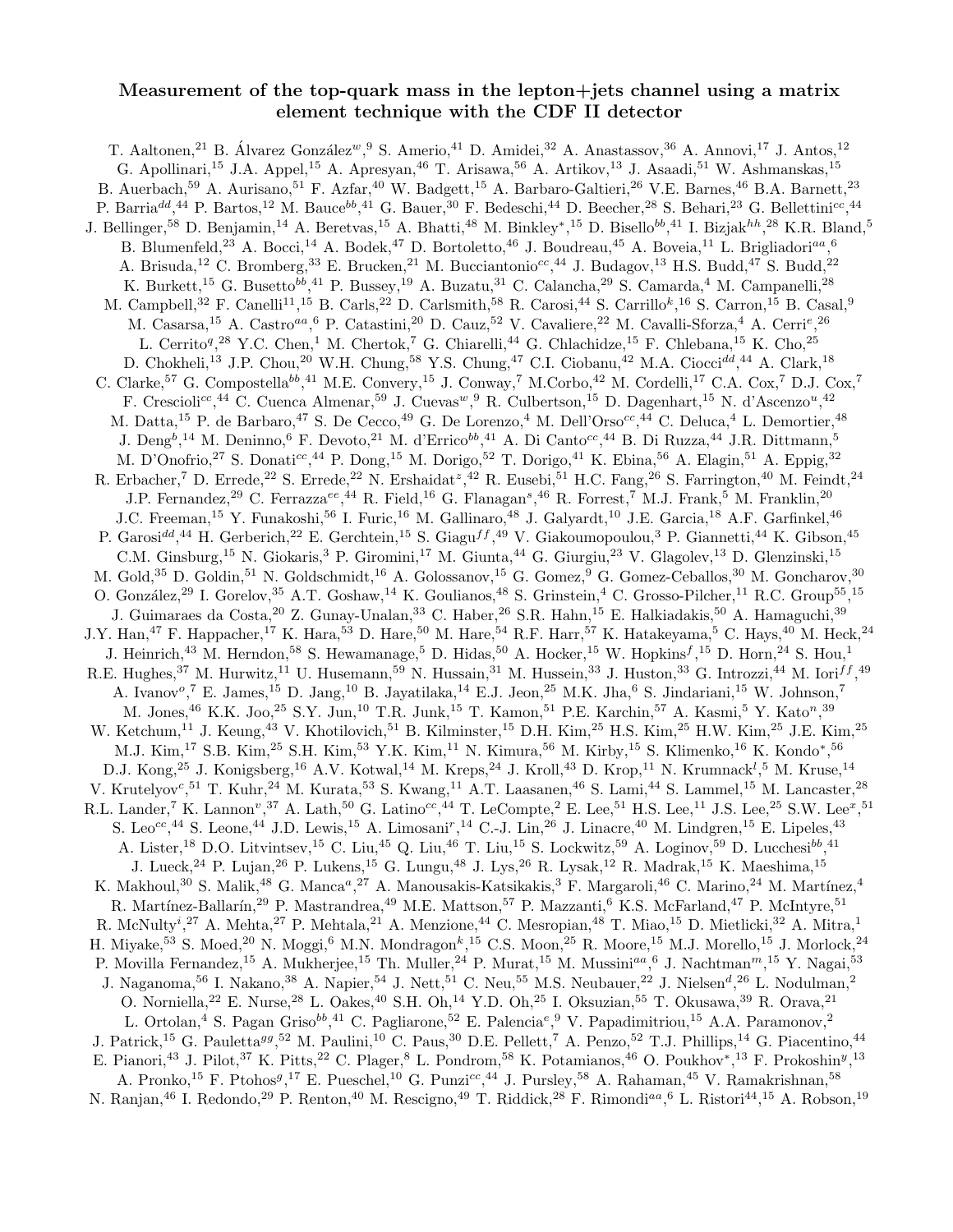# Measurement of the top-quark mass in the lepton+jets channel using a matrix element technique with the CDF II detector

T. Aaltonen,[21] B. Álvarez González[w],[9] S. Amerio,[41] D. Amidei,[32] A. Anastassov,[36] A. Annovi,[17] J. Antos,[12] G. Apollinari,[15] J.A. Appel,[15] A. Apresyan,[46] T. Arisawa,[56] A. Artikov,[13] J. Asaadi,[51] W. Ashmanskas,[15] B. Auerbach,[59] A. Aurisano,[51] F. Azfar,[40] W. Badgett,[15] A. Barbaro-Galtieri,[26] V.E. Barnes,[46] B.A. Barnett,[23] P. Barria[dd],[44] P. Bartos,[12] M. Bauce[bb],[41] G. Bauer,[30] F. Bedeschi,[44] D. Beecher,[28] S. Behari,[23] G. Bellettini[cc],[44] J. Bellinger,[58] D. Benjamin,[14] A. Beretvas,[15] A. Bhatti,[48] M. Binkley*,[15] D. Bisello[bb],[41] I. Bizjak[hh],[28] K.R. Bland,[5] B. Blumenfeld,[23] A. Bocci,[14] A. Bodek,[47] D. Bortoletto,[46] J. Boudreau,[45] A. Boveia,[11] L. Brigliadori[aa],[6] A. Brisuda,[12] C. Bromberg,[33] E. Brucken,[21] M. Bucciantonio[cc],[44] J. Budagov,[13] H.S. Budd,[47] S. Budd,[22] K. Burkett,[15] G. Busetto[bb],[41] P. Bussey,[19] A. Buzatu,[31] C. Calancha,[29] S. Camarda,[4] M. Campanelli,[28] M. Campbell,[32] F. Canelli[11],[15] B. Carls,[22] D. Carlsmith,[58] R. Carosi,[44] S. Carrillo[k],[16] S. Carron,[15] B. Casal,[9] M. Casarsa,[15] A. Castro[aa],[6] P. Catastini,[20] D. Cauz,[52] V. Cavaliere,[22] M. Cavalli-Sforza,[4] A. Cerri[e],[26] L. Cerrito[q],[28] Y.C. Chen,[1] M. Chertok,[7] G. Chiarelli,[44] G. Chlachidze,[15] F. Chlebana,[15] K. Cho,[25] D. Chokheli,[13] J.P. Chou,[20] W.H. Chung,[58] Y.S. Chung,[47] C.I. Ciobanu,[42] M.A. Ciocci[dd],[44] A. Clark,[18] C. Clarke,[57] G. Compostella[bb],[41] M.E. Convery,[15] J. Conway,[7] M.Corbo,[42] M. Cordelli,[17] C.A. Cox,[7] D.J. Cox,[7] F. Crescioli[cc],[44] C. Cuenca Almenar,[59] J. Cuevas[w],[9] R. Culbertson,[15] D. Dagenhart,[15] N. d'Ascenzo[u],[42] M. Datta,[15] P. de Barbaro,[47] S. De Cecco,[49] G. De Lorenzo,[4] M. Dell'Orso[cc],[44] C. Deluca,[4] L. Demortier,[48] J. Deng[b],[14] M. Deninno,[6] F. Devoto,[21] M. d'Errico[bb],[41] A. Di Canto[cc],[44] B. Di Ruzza,[44] J.R. Dittmann,[5] M. D'Onofrio,[27] S. Donati[cc],[44] P. Dong,[15] M. Dorigo,[52] T. Dorigo,[41] K. Ebina,[56] A. Elagin,[51] A. Eppig,[32] R. Erbacher,[7] D. Errede,[22] S. Errede,[22] N. Ershaidat[z],[42] R. Eusebi,[51] H.C. Fang,[26] S. Farrington,[40] M. Feindt,[24] J.P. Fernandez,[29] C. Ferrazza[ee],[44] R. Field,[16] G. Flanagan[s],[46] R. Forrest,[7] M.J. Frank,[5] M. Franklin,[20] J.C. Freeman,[15] Y. Funakoshi,[56] I. Furic,[16] M. Gallinaro,[48] J. Galyardt,[10] J.E. Garcia,[18] A.F. Garfinkel,[46] P. Garosi[dd],[44] H. Gerberich,[22] E. Gerchtein,[15] S. Giagu[ff],[49] V. Giakoumopoulou,[3] P. Giannetti,[44] K. Gibson,[45] C.M. Ginsburg,[15] N. Giokaris,[3] P. Giromini,[17] M. Giunta,[44] G. Giurgiu,[23] V. Glagolev,[13] D. Glenzinski,[15] M. Gold,[35] D. Goldin,[51] N. Goldschmidt,[16] A. Golossanov,[15] G. Gomez,[9] G. Gomez-Ceballos,[30] M. Goncharov,[30] O. González,[29] I. Gorelov,[35] A.T. Goshaw,[14] K. Goulianos,[48] S. Grinstein,[4] C. Grosso-Pilcher,[11] R.C. Group[55],[15] J. Guimaraes da Costa,[20] Z. Gunay-Unalan,[33] C. Haber,[26] S.R. Hahn,[15] E. Halkiadakis,[50] A. Hamaguchi,[39] J.Y. Han,[47] F. Happacher,[17] K. Hara,[53] D. Hare,[50] M. Hare,[54] R.F. Harr,[57] K. Hatakeyama,[5] C. Hays,[40] M. Heck,[24] J. Heinrich,[43] M. Herndon,[58] S. Hewamanage,[5] D. Hidas,[50] A. Hocker,[15] W. Hopkins[f],[15] D. Horn,[24] S. Hou,[1] R.E. Hughes,[37] M. Hurwitz,[11] U. Husemann,[59] N. Hussain,[31] M. Hussein,[33] J. Huston,[33] G. Introzzi,[44] M. Iori[ff],[49] A. Ivanov[o],[7] E. James,[15] D. Jang,[10] B. Jayatilaka,[14] E.J. Jeon,[25] M.K. Jha,[6] S. Jindariani,[15] W. Johnson,[7] M. Jones,[46] K.K. Joo,[25] S.Y. Jun,[10] T.R. Junk,[15] T. Kamon,[51] P.E. Karchin,[57] A. Kasmi,[5] Y. Kato[n],[39] W. Ketchum,[11] J. Keung,[43] V. Khotilovich,[51] B. Kilminster,[15] D.H. Kim,[25] H.S. Kim,[25] H.W. Kim,[25] J.E. Kim,[25] M.J. Kim,[17] S.B. Kim,[25] S.H. Kim,[53] Y.K. Kim,[11] N. Kimura,[56] M. Kirby,[15] S. Klimenko,[16] K. Kondo*,[56] D.J. Kong,[25] J. Konigsberg,[16] A.V. Kotwal,[14] M. Kreps,[24] J. Kroll,[43] D. Krop,[11] N. Krumnack[l],[5] M. Kruse,[14] V. Krutelyov[c],[51] T. Kuhr,[24] M. Kurata,[53] S. Kwang,[11] A.T. Laasanen,[46] S. Lami,[44] S. Lammel,[15] M. Lancaster,[28] R.L. Lander,[7] K. Lannon[v],[37] A. Lath,[50] G. Latino[cc],[44] T. LeCompte,[2] E. Lee,[51] H.S. Lee,[11] J.S. Lee,[25] S.W. Lee[x],[51] S. Leo[cc],[44] S. Leone,[44] J.D. Lewis,[15] A. Limosani[r],[14] C.-J. Lin,[26] J. Linacre,[40] M. Lindgren,[15] E. Lipeles,[43] A. Lister,[18] D.O. Litvintsev,[15] C. Liu,[45] Q. Liu,[46] T. Liu,[15] S. Lockwitz,[59] A. Loginov,[59] D. Lucchesi[bb],[41] J. Lueck,[24] P. Lujan,[26] P. Lukens,[15] G. Lungu,[48] J. Lys,[26] R. Lysak,[12] R. Madrak,[15] K. Maeshima,[15] K. Makhoul,[30] S. Malik,[48] G. Manca[a],[27] A. Manousakis-Katsikakis,[3] F. Margaroli,[46] C. Marino,[24] M. Martínez,[4] R. Martínez-Ballarín,[29] P. Mastrandrea,[49] M.E. Mattson,[57] P. Mazzanti,[6] K.S. McFarland,[47] P. McIntyre,[51] R. McNulty[i],[27] A. Mehta,[27] P. Mehtala,[21] A. Menzione,[44] C. Mesropian,[48] T. Miao,[15] D. Mietlicki,[32] A. Mitra,[1] H. Miyake,[53] S. Moed,[20] N. Moggi,[6] M.N. Mondragon[k],[15] C.S. Moon,[25] R. Moore,[15] M.J. Morello,[15] J. Morlock,[24] P. Movilla Fernandez,[15] A. Mukherjee,[15] Th. Muller,[24] P. Murat,[15] M. Mussini[aa],[6] J. Nachtman[m],[15] Y. Nagai,[53] J. Naganoma,[56] I. Nakano,[38] A. Napier,[54] J. Nett,[51] C. Neu,[55] M.S. Neubauer,[22] J. Nielsen[d],[26] L. Nodulman,[2] O. Norniella,[22] E. Nurse,[28] L. Oakes,[40] S.H. Oh,[14] Y.D. Oh,[25] I. Oksuzian,[55] T. Okusawa,[39] R. Orava,[21] L. Ortolan,[4] S. Pagan Griso[bb],[41] C. Pagliarone,[52] E. Palencia[e],[9] V. Papadimitriou,[15] A.A. Paramonov,[2] J. Patrick,[15] G. Pauletta[gg],[52] M. Paulini,[10] C. Paus,[30] D.E. Pellett,[7] A. Penzo,[52] T.J. Phillips,[14] G. Piacentino,[44] E. Pianori,[43] J. Pilot,[37] K. Pitts,[22] C. Plager,[8] L. Pondrom,[58] K. Potamianos,[46] O. Poukhov*,[13] F. Prokoshin[y],[13] A. Pronko,[15] F. Ptohos[g],[17] E. Pueschel,[10] G. Punzi[cc],[44] J. Pursley,[58] A. Rahaman,[45] V. Ramakrishnan,[58] N. Ranjan,[46] I. Redondo,[29] P. Renton,[40] M. Rescigno,[49] T. Riddick,[28] F. Rimondi[aa],[6] L. Ristori[44],[15] A. Robson,[19]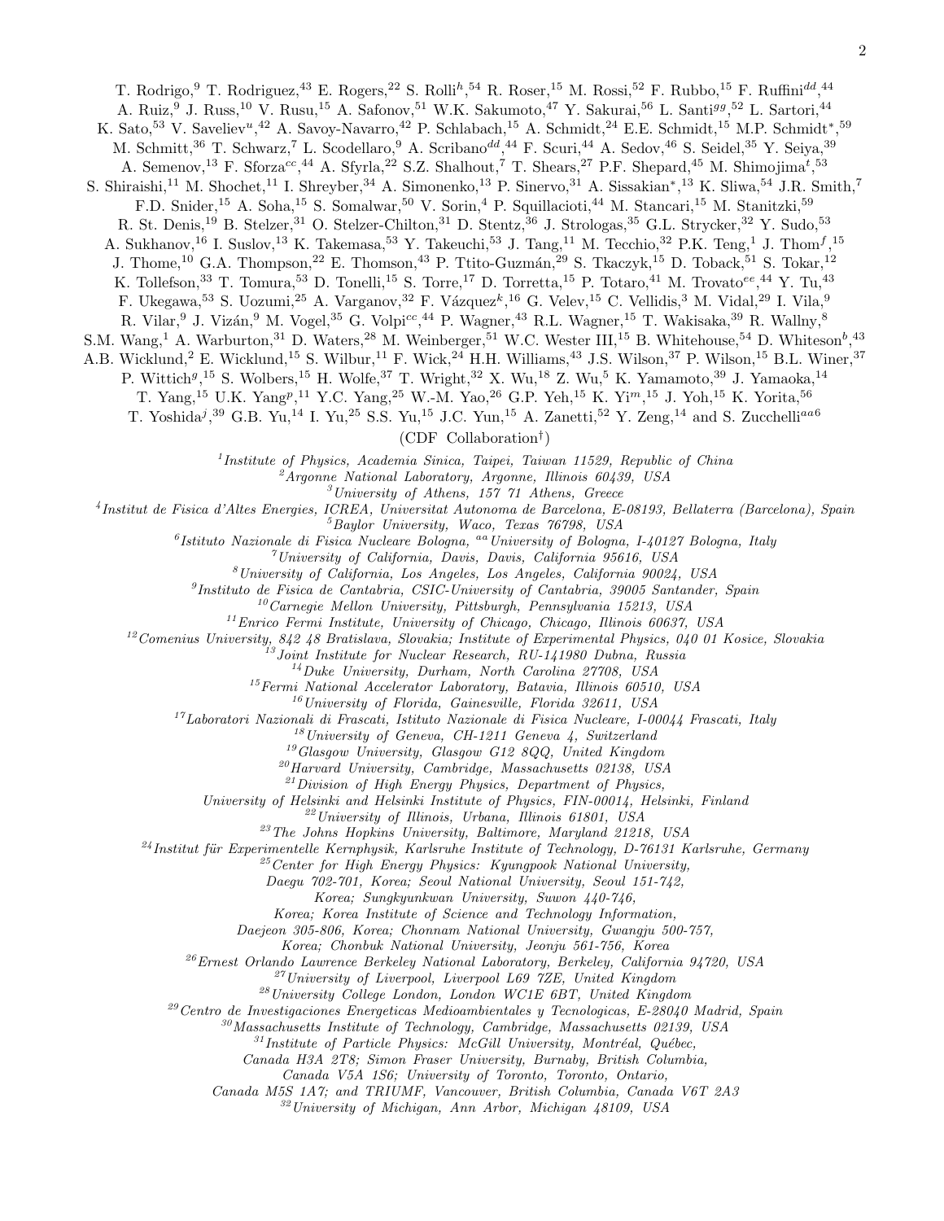T. Rodrigo,[9] T. Rodriguez,[43] E. Rogers,[22] S. Rolli[h],[54] R. Roser,[15] M. Rossi,[52] F. Rubbo,[15] F. Ruffini[dd],[44] A. Ruiz,[9] J. Russ,[10] V. Rusu,[15] A. Safonov,[51] W.K. Sakumoto,[47] Y. Sakurai,[56] L. Santi[gg],[52] L. Sartori,[44] K. Sato,[53] V. Saveliev[u],[42] A. Savoy-Navarro,[42] P. Schlabach,[15] A. Schmidt,[24] E.E. Schmidt,[15] M.P. Schmidt[*],[59] M. Schmitt,[36] T. Schwarz,[7] L. Scodellaro,[9] A. Scribano[dd],[44] F. Scuri,[44] A. Sedov,[46] S. Seidel,[35] Y. Seiya,[39] A. Semenov,[13] F. Sforza[cc],[44] A. Sfyrla,[22] S.Z. Shalhout,[7] T. Shears,[27] P.F. Shepard,[45] M. Shimojima[t],[53] S. Shiraishi,[11] M. Shochet,[11] I. Shreyber,[34] A. Simonenko,[13] P. Sinervo,[31] A. Sissakian[*],[13] K. Sliwa,[54] J.R. Smith,[7] F.D. Snider,[15] A. Soha,[15] S. Somalwar,[50] V. Sorin,[4] P. Squillacioti,[44] M. Stancari,[15] M. Stanitzki,[59] R. St. Denis,[19] B. Stelzer,[31] O. Stelzer-Chilton,[31] D. Stentz,[36] J. Strologas,[35] G.L. Strycker,[32] Y. Sudo,[53] A. Sukhanov,[16] I. Suslov,[13] K. Takemasa,[53] Y. Takeuchi,[53] J. Tang,[11] M. Tecchio,[32] P.K. Teng,[1] J. Thom[f],[15] J. Thome,[10] G.A. Thompson,[22] E. Thomson,[43] P. Ttito-Guzmán,[29] S. Tkaczyk,[15] D. Toback,[51] S. Tokar,[12] K. Tollefson,[33] T. Tomura,[53] D. Tonelli,[15] S. Torre,[17] D. Torretta,[15] P. Totaro,[41] M. Trovato[ee],[44] Y. Tu,[43] F. Ukegawa,[53] S. Uozumi,[25] A. Varganov,[32] F. Vázquez[k],[16] G. Velev,[15] C. Vellidis,[3] M. Vidal,[29] I. Vila,[9] R. Vilar,[9] J. Vizán,[9] M. Vogel,[35] G. Volpi[cc],[44] P. Wagner,[43] R.L. Wagner,[15] T. Wakisaka,[39] R. Wallny,[8] S.M. Wang,[1] A. Warburton,[31] D. Waters,[28] M. Weinberger,[51] W.C. Wester III,[15] B. Whitehouse,[54] D. Whiteson[b],[43] A.B. Wicklund,[2] E. Wicklund,[15] S. Wilbur,[11] F. Wick,[24] H.H. Williams,[43] J.S. Wilson,[37] P. Wilson,[15] B.L. Winer,[37] P. Wittich[g],[15] S. Wolbers,[15] H. Wolfe,[37] T. Wright,[32] X. Wu,[18] Z. Wu,[5] K. Yamamoto,[39] J. Yamaoka,[14] T. Yang,[15] U.K. Yang[p],[11] Y.C. Yang,[25] W.-M. Yao,[26] G.P. Yeh,[15] K. Yi[m],[15] J. Yoh,[15] K. Yorita,[56] T. Yoshida[j],[39] G.B. Yu,[14] I. Yu,[25] S.S. Yu,[15] J.C. Yun,[15] A. Zanetti,[52] Y. Zeng,[14] and S. Zucchelli[aa6]

(CDF Collaboration[†])

[1]*Institute of Physics, Academia Sinica, Taipei, Taiwan 11529, Republic of China*
[2]*Argonne National Laboratory, Argonne, Illinois 60439, USA*
[3]*University of Athens, 157 71 Athens, Greece*
[4]*Institut de Fisica d'Altes Energies, ICREA, Universitat Autonoma de Barcelona, E-08193, Bellaterra (Barcelona), Spain*
[5]*Baylor University, Waco, Texas 76798, USA*
[6]*Istituto Nazionale di Fisica Nucleare Bologna, [aa]University of Bologna, I-40127 Bologna, Italy*
[7]*University of California, Davis, Davis, California 95616, USA*
[8]*University of California, Los Angeles, Los Angeles, California 90024, USA*
[9]*Instituto de Fisica de Cantabria, CSIC-University of Cantabria, 39005 Santander, Spain*
[10]*Carnegie Mellon University, Pittsburgh, Pennsylvania 15213, USA*
[11]*Enrico Fermi Institute, University of Chicago, Chicago, Illinois 60637, USA*
[12]*Comenius University, 842 48 Bratislava, Slovakia; Institute of Experimental Physics, 040 01 Kosice, Slovakia*
[13]*Joint Institute for Nuclear Research, RU-141980 Dubna, Russia*
[14]*Duke University, Durham, North Carolina 27708, USA*
[15]*Fermi National Accelerator Laboratory, Batavia, Illinois 60510, USA*
[16]*University of Florida, Gainesville, Florida 32611, USA*
[17]*Laboratori Nazionali di Frascati, Istituto Nazionale di Fisica Nucleare, I-00044 Frascati, Italy*
[18]*University of Geneva, CH-1211 Geneva 4, Switzerland*
[19]*Glasgow University, Glasgow G12 8QQ, United Kingdom*
[20]*Harvard University, Cambridge, Massachusetts 02138, USA*
[21]*Division of High Energy Physics, Department of Physics, University of Helsinki and Helsinki Institute of Physics, FIN-00014, Helsinki, Finland*
[22]*University of Illinois, Urbana, Illinois 61801, USA*
[23]*The Johns Hopkins University, Baltimore, Maryland 21218, USA*
[24]*Institut für Experimentelle Kernphysik, Karlsruhe Institute of Technology, D-76131 Karlsruhe, Germany*
[25]*Center for High Energy Physics: Kyungpook National University, Daegu 702-701, Korea; Seoul National University, Seoul 151-742, Korea; Sungkyunkwan University, Suwon 440-746, Korea; Korea Institute of Science and Technology Information, Daejeon 305-806, Korea; Chonnam National University, Gwangju 500-757, Korea; Chonbuk National University, Jeonju 561-756, Korea*
[26]*Ernest Orlando Lawrence Berkeley National Laboratory, Berkeley, California 94720, USA*
[27]*University of Liverpool, Liverpool L69 7ZE, United Kingdom*
[28]*University College London, London WC1E 6BT, United Kingdom*
[29]*Centro de Investigaciones Energeticas Medioambientales y Tecnologicas, E-28040 Madrid, Spain*
[30]*Massachusetts Institute of Technology, Cambridge, Massachusetts 02139, USA*
[31]*Institute of Particle Physics: McGill University, Montréal, Québec, Canada H3A 2T8; Simon Fraser University, Burnaby, British Columbia, Canada V5A 1S6; University of Toronto, Toronto, Ontario, Canada M5S 1A7; and TRIUMF, Vancouver, British Columbia, Canada V6T 2A3*
[32]*University of Michigan, Ann Arbor, Michigan 48109, USA*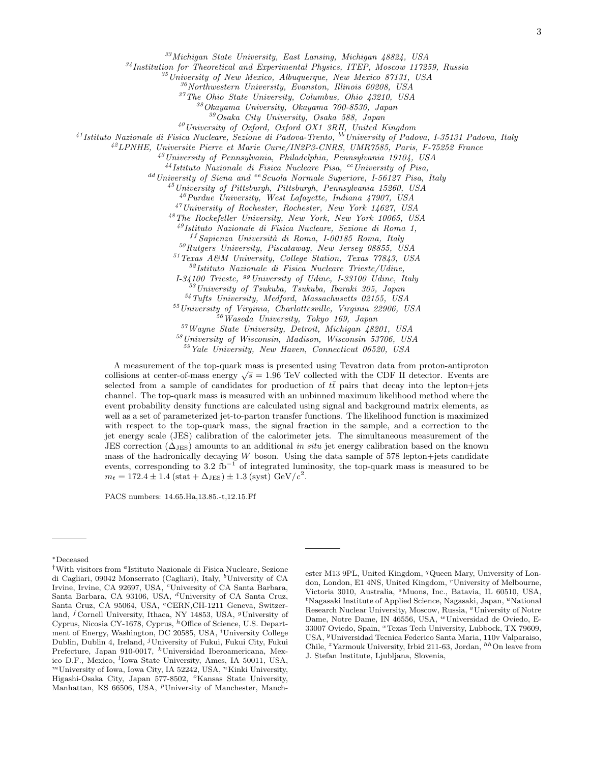[33]Michigan State University, East Lansing, Michigan 48824, USA
[34]Institution for Theoretical and Experimental Physics, ITEP, Moscow 117259, Russia
[35]University of New Mexico, Albuquerque, New Mexico 87131, USA
[36]Northwestern University, Evanston, Illinois 60208, USA
[37]The Ohio State University, Columbus, Ohio 43210, USA
[38]Okayama University, Okayama 700-8530, Japan
[39]Osaka City University, Osaka 588, Japan
[40]University of Oxford, Oxford OX1 3RH, United Kingdom
[41]Istituto Nazionale di Fisica Nucleare, Sezione di Padova-Trento, [bb]University of Padova, I-35131 Padova, Italy
[42]LPNHE, Universite Pierre et Marie Curie/IN2P3-CNRS, UMR7585, Paris, F-75252 France
[43]University of Pennsylvania, Philadelphia, Pennsylvania 19104, USA
[44]Istituto Nazionale di Fisica Nucleare Pisa, [cc]University of Pisa,
[dd]University of Siena and [ee]Scuola Normale Superiore, I-56127 Pisa, Italy
[45]University of Pittsburgh, Pittsburgh, Pennsylvania 15260, USA
[46]Purdue University, West Lafayette, Indiana 47907, USA
[47]University of Rochester, Rochester, New York 14627, USA
[48]The Rockefeller University, New York, New York 10065, USA
[49]Istituto Nazionale di Fisica Nucleare, Sezione di Roma 1,
[ff]Sapienza Università di Roma, I-00185 Roma, Italy
[50]Rutgers University, Piscataway, New Jersey 08855, USA
[51]Texas A&M University, College Station, Texas 77843, USA
[52]Istituto Nazionale di Fisica Nucleare Trieste/Udine,
I-34100 Trieste, [gg]University of Udine, I-33100 Udine, Italy
[53]University of Tsukuba, Tsukuba, Ibaraki 305, Japan
[54]Tufts University, Medford, Massachusetts 02155, USA
[55]University of Virginia, Charlottesville, Virginia 22906, USA
[56]Waseda University, Tokyo 169, Japan
[57]Wayne State University, Detroit, Michigan 48201, USA
[58]University of Wisconsin, Madison, Wisconsin 53706, USA
[59]Yale University, New Haven, Connecticut 06520, USA

A measurement of the top-quark mass is presented using Tevatron data from proton-antiproton collisions at center-of-mass energy $\sqrt{s} = 1.96$ TeV collected with the CDF II detector. Events are selected from a sample of candidates for production of $t\bar{t}$ pairs that decay into the lepton+jets channel. The top-quark mass is measured with an unbinned maximum likelihood method where the event probability density functions are calculated using signal and background matrix elements, as well as a set of parameterized jet-to-parton transfer functions. The likelihood function is maximized with respect to the top-quark mass, the signal fraction in the sample, and a correction to the jet energy scale (JES) calibration of the calorimeter jets. The simultaneous measurement of the JES correction ($\Delta_{\mathrm{JES}}$) amounts to an additional *in situ* jet energy calibration based on the known mass of the hadronically decaying $W$ boson. Using the data sample of 578 lepton+jets candidate events, corresponding to 3.2 fb$^{-1}$ of integrated luminosity, the top-quark mass is measured to be $m_t = 172.4 \pm 1.4\,(\mathrm{stat} + \Delta_{\mathrm{JES}}) \pm 1.3\,(\mathrm{syst})\ \mathrm{GeV}/c^2$.

PACS numbers: 14.65.Ha,13.85.-t,12.15.Ff

---

[*]Deceased

[†]With visitors from [a]Istituto Nazionale di Fisica Nucleare, Sezione di Cagliari, 09042 Monserrato (Cagliari), Italy, [b]University of CA Irvine, Irvine, CA 92697, USA, [c]University of CA Santa Barbara, Santa Barbara, CA 93106, USA, [d]University of CA Santa Cruz, Santa Cruz, CA 95064, USA, [e]CERN,CH-1211 Geneva, Switzerland, [f]Cornell University, Ithaca, NY 14853, USA, [g]University of Cyprus, Nicosia CY-1678, Cyprus, [h]Office of Science, U.S. Department of Energy, Washington, DC 20585, USA, [i]University College Dublin, Dublin 4, Ireland, [j]University of Fukui, Fukui City, Fukui Prefecture, Japan 910-0017, [k]Universidad Iberoamericana, Mexico D.F., Mexico, [l]Iowa State University, Ames, IA 50011, USA, [m]University of Iowa, Iowa City, IA 52242, USA, [n]Kinki University, Higashi-Osaka City, Japan 577-8502, [o]Kansas State University, Manhattan, KS 66506, USA, [p]University of Manchester, Manchester M13 9PL, United Kingdom, [q]Queen Mary, University of London, London, E1 4NS, United Kingdom, [r]University of Melbourne, Victoria 3010, Australia, [s]Muons, Inc., Batavia, IL 60510, USA, [t]Nagasaki Institute of Applied Science, Nagasaki, Japan, [u]National Research Nuclear University, Moscow, Russia, [v]University of Notre Dame, Notre Dame, IN 46556, USA, [w]Universidad de Oviedo, E-33007 Oviedo, Spain, [x]Texas Tech University, Lubbock, TX 79609, USA, [y]Universidad Tecnica Federico Santa Maria, 110v Valparaiso, Chile, [z]Yarmouk University, Irbid 211-63, Jordan, [hh]On leave from J. Stefan Institute, Ljubljana, Slovenia,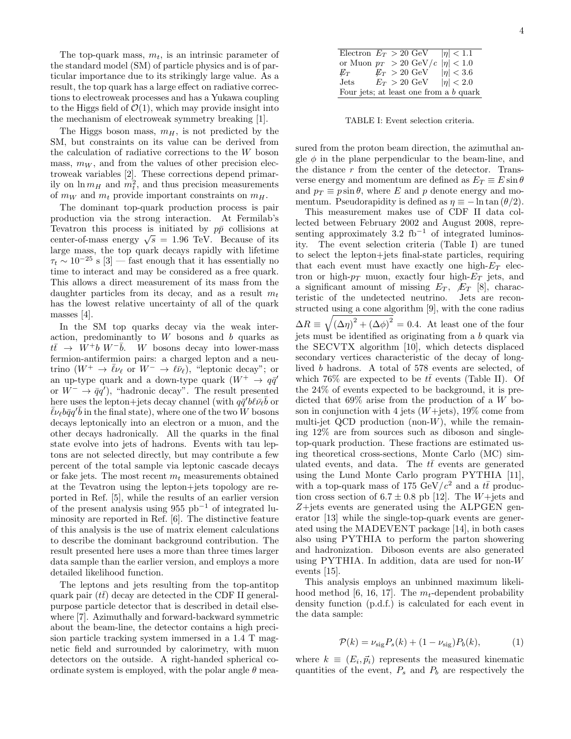The top-quark mass, $m_t$, is an intrinsic parameter of the standard model (SM) of particle physics and is of particular importance due to its strikingly large value. As a result, the top quark has a large effect on radiative corrections to electroweak processes and has a Yukawa coupling to the Higgs field of $\mathcal{O}(1)$, which may provide insight into the mechanism of electroweak symmetry breaking [1].

The Higgs boson mass, $m_H$, is not predicted by the SM, but constraints on its value can be derived from the calculation of radiative corrections to the $W$ boson mass, $m_W$, and from the values of other precision electroweak variables [2]. These corrections depend primarily on $\ln m_H$ and $m_t^2$, and thus precision measurements of $m_W$ and $m_t$ provide important constraints on $m_H$.

The dominant top-quark production process is pair production via the strong interaction. At Fermilab's Tevatron this process is initiated by $p\bar{p}$ collisions at center-of-mass energy $\sqrt{s} = 1.96$ TeV. Because of its large mass, the top quark decays rapidly with lifetime $\tau_t \sim 10^{-25}$ s [3] — fast enough that it has essentially no time to interact and may be considered as a free quark. This allows a direct measurement of its mass from the daughter particles from its decay, and as a result $m_t$ has the lowest relative uncertainty of all of the quark masses [4].

In the SM top quarks decay via the weak interaction, predominantly to $W$ bosons and $b$ quarks as $t\bar{t} \rightarrow W^+b\, W^-\bar{b}$. $W$ bosons decay into lower-mass fermion-antifermion pairs: a charged lepton and a neutrino ($W^+ \rightarrow \bar{\ell}\nu_\ell$ or $W^- \rightarrow \ell\bar{\nu}_\ell$), "leptonic decay"; or an up-type quark and a down-type quark ($W^+ \rightarrow q\bar{q}'$ or $W^- \rightarrow \bar{q}q'$), "hadronic decay". The result presented here uses the lepton+jets decay channel (with $q\bar{q}'b\ell\bar{\nu}_\ell\bar{b}$ or $\bar{\ell}\nu_\ell b\bar{q}q'\bar{b}$ in the final state), where one of the two $W$ bosons decays leptonically into an electron or a muon, and the other decays hadronically. All the quarks in the final state evolve into jets of hadrons. Events with tau leptons are not selected directly, but may contribute a few percent of the total sample via leptonic cascade decays or fake jets. The most recent $m_t$ measurements obtained at the Tevatron using the lepton+jets topology are reported in Ref. [5], while the results of an earlier version of the present analysis using 955 pb$^{-1}$ of integrated luminosity are reported in Ref. [6]. The distinctive feature of this analysis is the use of matrix element calculations to describe the dominant background contribution. The result presented here uses a more than three times larger data sample than the earlier version, and employs a more detailed likelihood function.

The leptons and jets resulting from the top-antitop quark pair ($t\bar{t}$) decay are detected in the CDF II general-purpose particle detector that is described in detail elsewhere [7]. Azimuthally and forward-backward symmetric about the beam-line, the detector contains a high precision particle tracking system immersed in a 1.4 T magnetic field and surrounded by calorimetry, with muon detectors on the outside. A right-handed spherical coordinate system is employed, with the polar angle $\theta$ measured from the proton beam direction, the azimuthal angle $\phi$ in the plane perpendicular to the beam-line, and the distance $r$ from the center of the detector. Transverse energy and momentum are defined as $E_T \equiv E \sin\theta$ and $p_T \equiv p \sin\theta$, where $E$ and $p$ denote energy and momentum. Pseudorapidity is defined as $\eta \equiv -\ln\tan(\theta/2)$.

| | | |
|---|---|---|
| Electron | $E_T > 20$ GeV | $\lvert\eta\rvert < 1.1$ |
| or Muon | $p_T > 20$ GeV/$c$ | $\lvert\eta\rvert < 1.0$ |
| $\not\!\!E_T$ | $\not\!\!E_T > 20$ GeV | $\lvert\eta\rvert < 3.6$ |
| Jets | $E_T > 20$ GeV | $\lvert\eta\rvert < 2.0$ |
| Four jets; at least one from a $b$ quark | | |

TABLE I: Event selection criteria.

This measurement makes use of CDF II data collected between February 2002 and August 2008, representing approximately 3.2 fb$^{-1}$ of integrated luminosity. The event selection criteria (Table I) are tuned to select the lepton+jets final-state particles, requiring that each event must have exactly one high-$E_T$ electron or high-$p_T$ muon, exactly four high-$E_T$ jets, and a significant amount of missing $E_T$, $\not\!\!E_T$ [8], characteristic of the undetected neutrino. Jets are reconstructed using a cone algorithm [9], with the cone radius $\Delta R \equiv \sqrt{(\Delta\eta)^2 + (\Delta\phi)^2} = 0.4$. At least one of the four jets must be identified as originating from a $b$ quark via the SECVTX algorithm [10], which detects displaced secondary vertices characteristic of the decay of long-lived $b$ hadrons. A total of 578 events are selected, of which 76% are expected to be $t\bar{t}$ events (Table II). Of the 24% of events expected to be background, it is predicted that 69% arise from the production of a $W$ boson in conjunction with 4 jets ($W$+jets), 19% come from multi-jet QCD production (non-$W$), while the remaining 12% are from sources such as diboson and single-top-quark production. These fractions are estimated using theoretical cross-sections, Monte Carlo (MC) simulated events, and data. The $t\bar{t}$ events are generated using the Lund Monte Carlo program PYTHIA [11], with a top-quark mass of 175 GeV/$c^2$ and a $t\bar{t}$ production cross section of $6.7 \pm 0.8$ pb [12]. The $W$+jets and $Z$+jets events are generated using the ALPGEN generator [13] while the single-top-quark events are generated using the MADEVENT package [14], in both cases also using PYTHIA to perform the parton showering and hadronization. Diboson events are also generated using PYTHIA. In addition, data are used for non-$W$ events [15].

This analysis employs an unbinned maximum likelihood method [6, 16, 17]. The $m_t$-dependent probability density function (p.d.f.) is calculated for each event in the data sample:

$$\mathcal{P}(k) = \nu_{\text{sig}} P_s(k) + (1 - \nu_{\text{sig}}) P_b(k), \tag{1}$$

where $k \equiv (E_i, \vec{p}_i)$ represents the measured kinematic quantities of the event, $P_s$ and $P_b$ are respectively the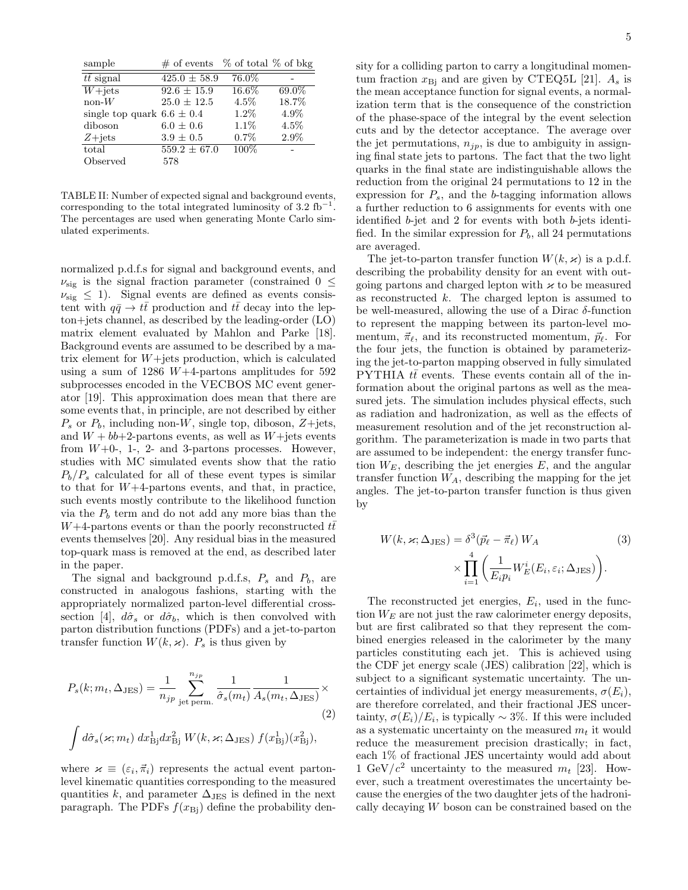| sample | # of events | % of total | % of bkg |
|---|---|---|---|
| $t\bar{t}$ signal | $425.0 \pm 58.9$ | 76.0% | - |
| $W$+jets | $92.6 \pm 15.9$ | 16.6% | 69.0% |
| non-$W$ | $25.0 \pm 12.5$ | 4.5% | 18.7% |
| single top quark | $6.6 \pm 0.4$ | 1.2% | 4.9% |
| diboson | $6.0 \pm 0.6$ | 1.1% | 4.5% |
| $Z$+jets | $3.9 \pm 0.5$ | 0.7% | 2.9% |
| total | $559.2 \pm 67.0$ | 100% | - |
| Observed | 578 | | |

TABLE II: Number of expected signal and background events, corresponding to the total integrated luminosity of 3.2 fb$^{-1}$. The percentages are used when generating Monte Carlo simulated experiments.

normalized p.d.f.s for signal and background events, and $\nu_{\rm sig}$ is the signal fraction parameter (constrained $0 \leq \nu_{\rm sig} \leq 1$). Signal events are defined as events consistent with $q\bar{q} \to t\bar{t}$ production and $t\bar{t}$ decay into the lepton+jets channel, as described by the leading-order (LO) matrix element evaluated by Mahlon and Parke [18]. Background events are assumed to be described by a matrix element for $W$+jets production, which is calculated using a sum of 1286 $W$+4-partons amplitudes for 592 subprocesses encoded in the VECBOS MC event generator [19]. This approximation does mean that there are some events that, in principle, are not described by either $P_s$ or $P_b$, including non-$W$, single top, diboson, $Z$+jets, and $W + bb$+2-partons events, as well as $W$+jets events from $W$+0-, 1-, 2- and 3-partons processes. However, studies with MC simulated events show that the ratio $P_b/P_s$ calculated for all of these event types is similar to that for $W$+4-partons events, and that, in practice, such events mostly contribute to the likelihood function via the $P_b$ term and do not add any more bias than the $W$+4-partons events or than the poorly reconstructed $t\bar{t}$ events themselves [20]. Any residual bias in the measured top-quark mass is removed at the end, as described later in the paper.

The signal and background p.d.f.s, $P_s$ and $P_b$, are constructed in analogous fashions, starting with the appropriately normalized parton-level differential cross-section [4], $d\hat{\sigma}_s$ or $d\hat{\sigma}_b$, which is then convolved with parton distribution functions (PDFs) and a jet-to-parton transfer function $W(k, \varkappa)$. $P_s$ is thus given by

$$
\begin{aligned}
P_s(k; m_t, \Delta_{\rm JES}) = \frac{1}{n_{jp}} \sum_{\text{jet perm.}}^{n_{jp}} \frac{1}{\hat{\sigma}_s(m_t)} \frac{1}{A_s(m_t, \Delta_{\rm JES})} \times \\
\int d\hat{\sigma}_s(\varkappa; m_t)\, dx^1_{\rm Bj} dx^2_{\rm Bj}\, W(k, \varkappa; \Delta_{\rm JES})\, f(x^1_{\rm Bj})(x^2_{\rm Bj}),
\end{aligned}
\qquad (2)
$$

where $\varkappa \equiv (\varepsilon_i, \vec{\pi}_i)$ represents the actual event parton-level kinematic quantities corresponding to the measured quantities $k$, and parameter $\Delta_{\rm JES}$ is defined in the next paragraph. The PDFs $f(x_{\rm Bj})$ define the probability density for a colliding parton to carry a longitudinal momentum fraction $x_{\rm Bj}$ and are given by CTEQ5L [21]. $A_s$ is the mean acceptance function for signal events, a normalization term that is the consequence of the constriction of the phase-space of the integral by the event selection cuts and by the detector acceptance. The average over the jet permutations, $n_{jp}$, is due to ambiguity in assigning final state jets to partons. The fact that the two light quarks in the final state are indistinguishable allows the reduction from the original 24 permutations to 12 in the expression for $P_s$, and the $b$-tagging information allows a further reduction to 6 assignments for events with one identified $b$-jet and 2 for events with both $b$-jets identified. In the similar expression for $P_b$, all 24 permutations are averaged.

The jet-to-parton transfer function $W(k, \varkappa)$ is a p.d.f. describing the probability density for an event with outgoing partons and charged lepton with $\varkappa$ to be measured as reconstructed $k$. The charged lepton is assumed to be well-measured, allowing the use of a Dirac $\delta$-function to represent the mapping between its parton-level momentum, $\vec{\pi}_\ell$, and its reconstructed momentum, $\vec{p}_\ell$. For the four jets, the function is obtained by parameterizing the jet-to-parton mapping observed in fully simulated PYTHIA $t\bar{t}$ events. These events contain all of the information about the original partons as well as the measured jets. The simulation includes physical effects, such as radiation and hadronization, as well as the effects of measurement resolution and of the jet reconstruction algorithm. The parameterization is made in two parts that are assumed to be independent: the energy transfer function $W_E$, describing the jet energies $E$, and the angular transfer function $W_A$, describing the mapping for the jet angles. The jet-to-parton transfer function is thus given by

$$
\begin{aligned}
W(k, \varkappa; \Delta_{\rm JES}) = \delta^3(\vec{p}_\ell - \vec{\pi}_\ell)\, W_A \\
\times \prod_{i=1}^{4} \left( \frac{1}{E_i p_i} W^i_E(E_i, \varepsilon_i; \Delta_{\rm JES}) \right).
\end{aligned}
\qquad (3)
$$

The reconstructed jet energies, $E_i$, used in the function $W_E$ are not just the raw calorimeter energy deposits, but are first calibrated so that they represent the combined energies released in the calorimeter by the many particles constituting each jet. This is achieved using the CDF jet energy scale (JES) calibration [22], which is subject to a significant systematic uncertainty. The uncertainties of individual jet energy measurements, $\sigma(E_i)$, are therefore correlated, and their fractional JES uncertainty, $\sigma(E_i)/E_i$, is typically $\sim 3\%$. If this were included as a systematic uncertainty on the measured $m_t$ it would reduce the measurement precision drastically; in fact, each 1% of fractional JES uncertainty would add about 1 GeV/$c^2$ uncertainty to the measured $m_t$ [23]. However, such a treatment overestimates the uncertainty because the energies of the two daughter jets of the hadronically decaying $W$ boson can be constrained based on the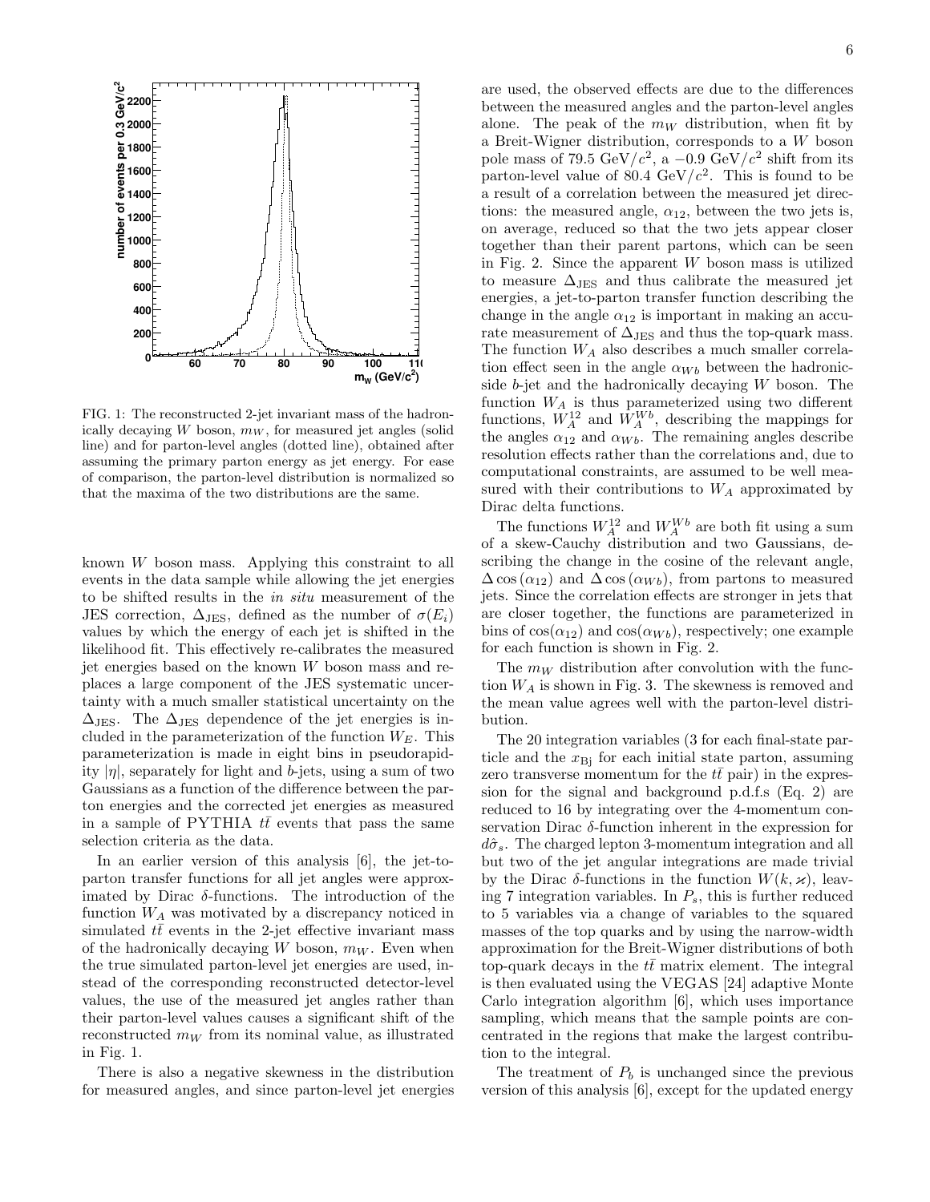FIG. 1: The reconstructed 2-jet invariant mass of the hadronically decaying $W$ boson, $m_W$, for measured jet angles (solid line) and for parton-level angles (dotted line), obtained after assuming the primary parton energy as jet energy. For ease of comparison, the parton-level distribution is normalized so that the maxima of the two distributions are the same.

known $W$ boson mass. Applying this constraint to all events in the data sample while allowing the jet energies to be shifted results in the *in situ* measurement of the JES correction, $\Delta_{\text{JES}}$, defined as the number of $\sigma(E_i)$ values by which the energy of each jet is shifted in the likelihood fit. This effectively re-calibrates the measured jet energies based on the known $W$ boson mass and replaces a large component of the JES systematic uncertainty with a much smaller statistical uncertainty on the $\Delta_{\text{JES}}$. The $\Delta_{\text{JES}}$ dependence of the jet energies is included in the parameterization of the function $W_E$. This parameterization is made in eight bins in pseudorapidity $|\eta|$, separately for light and $b$-jets, using a sum of two Gaussians as a function of the difference between the parton energies and the corrected jet energies as measured in a sample of PYTHIA $t\bar{t}$ events that pass the same selection criteria as the data.

In an earlier version of this analysis [6], the jet-to-parton transfer functions for all jet angles were approximated by Dirac $\delta$-functions. The introduction of the function $W_A$ was motivated by a discrepancy noticed in simulated $t\bar{t}$ events in the 2-jet effective invariant mass of the hadronically decaying $W$ boson, $m_W$. Even when the true simulated parton-level jet energies are used, instead of the corresponding reconstructed detector-level values, the use of the measured jet angles rather than their parton-level values causes a significant shift of the reconstructed $m_W$ from its nominal value, as illustrated in Fig. 1.

There is also a negative skewness in the distribution for measured angles, and since parton-level jet energies are used, the observed effects are due to the differences between the measured angles and the parton-level angles alone. The peak of the $m_W$ distribution, when fit by a Breit-Wigner distribution, corresponds to a $W$ boson pole mass of 79.5 GeV/$c^2$, a $-0.9$ GeV/$c^2$ shift from its parton-level value of 80.4 GeV/$c^2$. This is found to be a result of a correlation between the measured jet directions: the measured angle, $\alpha_{12}$, between the two jets is, on average, reduced so that the two jets appear closer together than their parent partons, which can be seen in Fig. 2. Since the apparent $W$ boson mass is utilized to measure $\Delta_{\text{JES}}$ and thus calibrate the measured jet energies, a jet-to-parton transfer function describing the change in the angle $\alpha_{12}$ is important in making an accurate measurement of $\Delta_{\text{JES}}$ and thus the top-quark mass. The function $W_A$ also describes a much smaller correlation effect seen in the angle $\alpha_{Wb}$ between the hadronic-side $b$-jet and the hadronically decaying $W$ boson. The function $W_A$ is thus parameterized using two different functions, $W_A^{12}$ and $W_A^{Wb}$, describing the mappings for the angles $\alpha_{12}$ and $\alpha_{Wb}$. The remaining angles describe resolution effects rather than the correlations and, due to computational constraints, are assumed to be well measured with their contributions to $W_A$ approximated by Dirac delta functions.

The functions $W_A^{12}$ and $W_A^{Wb}$ are both fit using a sum of a skew-Cauchy distribution and two Gaussians, describing the change in the cosine of the relevant angle, $\Delta\cos(\alpha_{12})$ and $\Delta\cos(\alpha_{Wb})$, from partons to measured jets. Since the correlation effects are stronger in jets that are closer together, the functions are parameterized in bins of $\cos(\alpha_{12})$ and $\cos(\alpha_{Wb})$, respectively; one example for each function is shown in Fig. 2.

The $m_W$ distribution after convolution with the function $W_A$ is shown in Fig. 3. The skewness is removed and the mean value agrees well with the parton-level distribution.

The 20 integration variables (3 for each final-state particle and the $x_{\text{Bj}}$ for each initial state parton, assuming zero transverse momentum for the $t\bar{t}$ pair) in the expression for the signal and background p.d.f.s (Eq. 2) are reduced to 16 by integrating over the 4-momentum conservation Dirac $\delta$-function inherent in the expression for $d\hat{\sigma}_s$. The charged lepton 3-momentum integration and all but two of the jet angular integrations are made trivial by the Dirac $\delta$-functions in the function $W(k, \varkappa)$, leaving 7 integration variables. In $P_s$, this is further reduced to 5 variables via a change of variables to the squared masses of the top quarks and by using the narrow-width approximation for the Breit-Wigner distributions of both top-quark decays in the $t\bar{t}$ matrix element. The integral is then evaluated using the VEGAS [24] adaptive Monte Carlo integration algorithm [6], which uses importance sampling, which means that the sample points are concentrated in the regions that make the largest contribution to the integral.

The treatment of $P_b$ is unchanged since the previous version of this analysis [6], except for the updated energy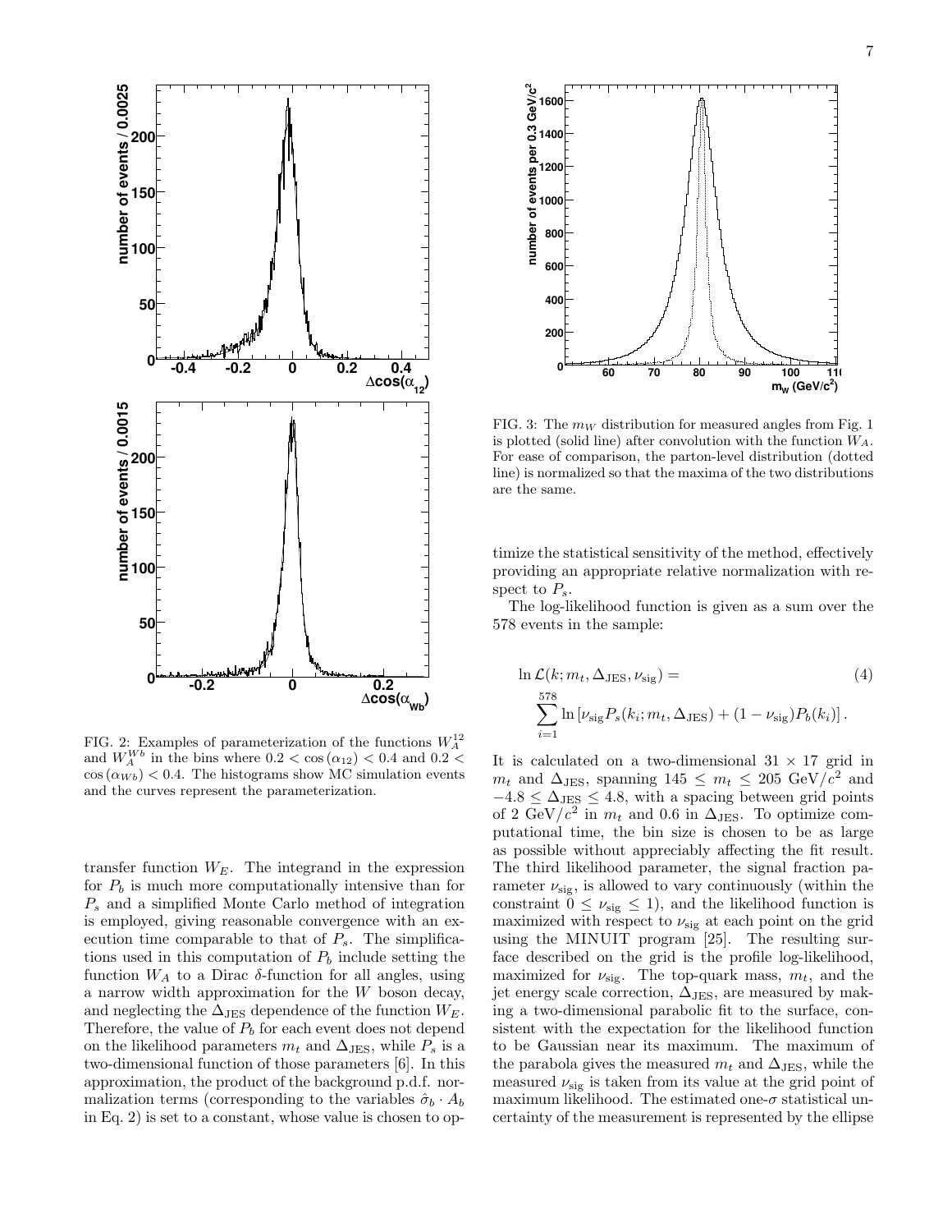FIG. 2: Examples of parameterization of the functions $W_A^{12}$ and $W_A^{Wb}$ in the bins where $0.2 < \cos(\alpha_{12}) < 0.4$ and $0.2 < \cos(\alpha_{Wb}) < 0.4$. The histograms show MC simulation events and the curves represent the parameterization.

FIG. 3: The $m_W$ distribution for measured angles from Fig. 1 is plotted (solid line) after convolution with the function $W_A$. For ease of comparison, the parton-level distribution (dotted line) is normalized so that the maxima of the two distributions are the same.

transfer function $W_E$. The integrand in the expression for $P_b$ is much more computationally intensive than for $P_s$ and a simplified Monte Carlo method of integration is employed, giving reasonable convergence with an execution time comparable to that of $P_s$. The simplifications used in this computation of $P_b$ include setting the function $W_A$ to a Dirac $\delta$-function for all angles, using a narrow width approximation for the $W$ boson decay, and neglecting the $\Delta_{\rm JES}$ dependence of the function $W_E$. Therefore, the value of $P_b$ for each event does not depend on the likelihood parameters $m_t$ and $\Delta_{\rm JES}$, while $P_s$ is a two-dimensional function of those parameters [6]. In this approximation, the product of the background p.d.f. normalization terms (corresponding to the variables $\hat{\sigma}_b \cdot A_b$ in Eq. 2) is set to a constant, whose value is chosen to optimize the statistical sensitivity of the method, effectively providing an appropriate relative normalization with respect to $P_s$.

The log-likelihood function is given as a sum over the 578 events in the sample:

$$\ln \mathcal{L}(k; m_t, \Delta_{\rm JES}, \nu_{\rm sig}) = \sum_{i=1}^{578} \ln \left[ \nu_{\rm sig} P_s(k_i; m_t, \Delta_{\rm JES}) + (1 - \nu_{\rm sig}) P_b(k_i) \right]. \tag{4}$$

It is calculated on a two-dimensional $31 \times 17$ grid in $m_t$ and $\Delta_{\rm JES}$, spanning $145 \leq m_t \leq 205$ GeV/$c^2$ and $-4.8 \leq \Delta_{\rm JES} \leq 4.8$, with a spacing between grid points of 2 GeV/$c^2$ in $m_t$ and 0.6 in $\Delta_{\rm JES}$. To optimize computational time, the bin size is chosen to be as large as possible without appreciably affecting the fit result. The third likelihood parameter, the signal fraction parameter $\nu_{\rm sig}$, is allowed to vary continuously (within the constraint $0 \leq \nu_{\rm sig} \leq 1$), and the likelihood function is maximized with respect to $\nu_{\rm sig}$ at each point on the grid using the MINUIT program [25]. The resulting surface described on the grid is the profile log-likelihood, maximized for $\nu_{\rm sig}$. The top-quark mass, $m_t$, and the jet energy scale correction, $\Delta_{\rm JES}$, are measured by making a two-dimensional parabolic fit to the surface, consistent with the expectation for the likelihood function to be Gaussian near its maximum. The maximum of the parabola gives the measured $m_t$ and $\Delta_{\rm JES}$, while the measured $\nu_{\rm sig}$ is taken from its value at the grid point of maximum likelihood. The estimated one-$\sigma$ statistical uncertainty of the measurement is represented by the ellipse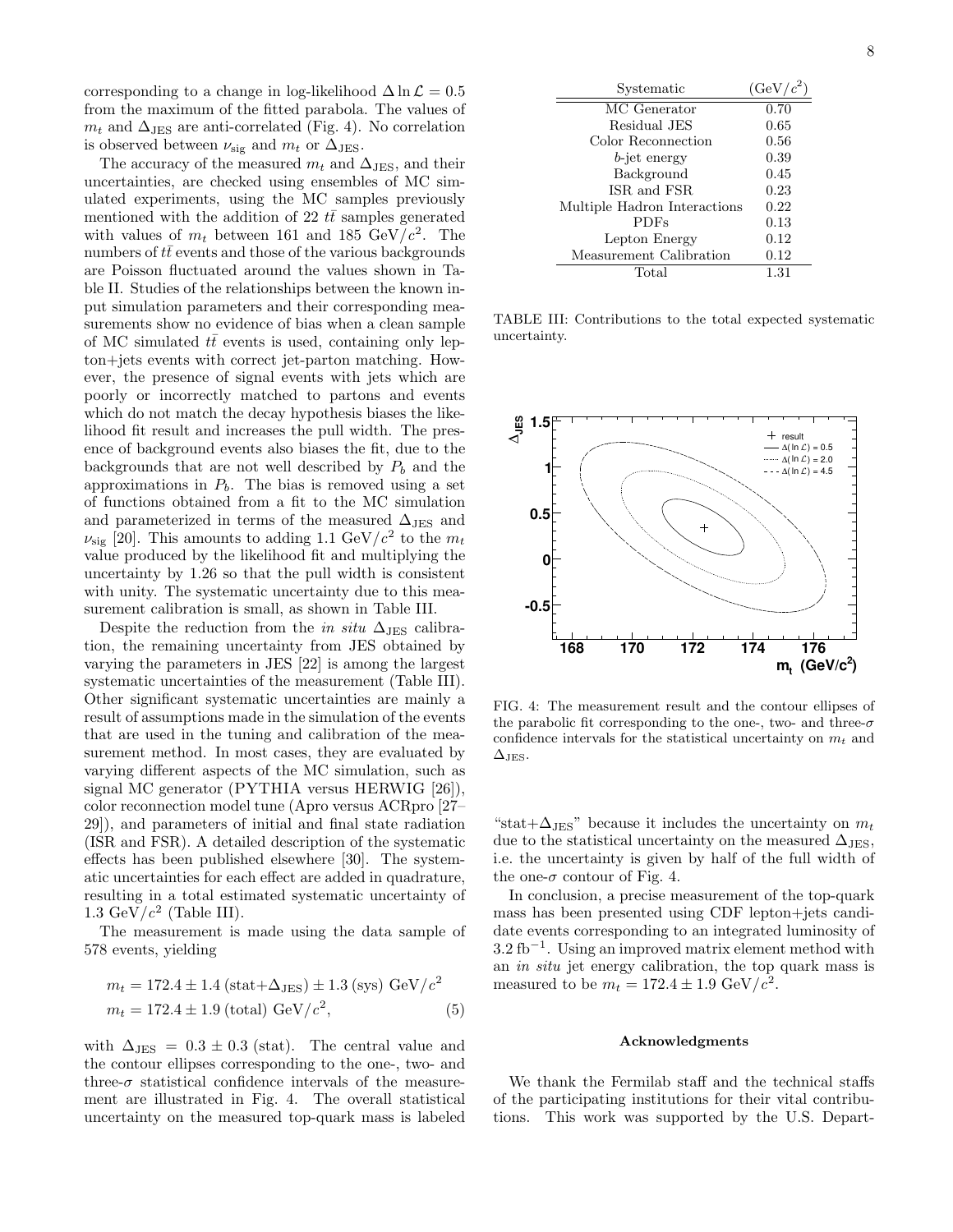corresponding to a change in log-likelihood $\Delta \ln \mathcal{L} = 0.5$ from the maximum of the fitted parabola. The values of $m_t$ and $\Delta_{\rm JES}$ are anti-correlated (Fig. 4). No correlation is observed between $\nu_{\rm sig}$ and $m_t$ or $\Delta_{\rm JES}$.

The accuracy of the measured $m_t$ and $\Delta_{\rm JES}$, and their uncertainties, are checked using ensembles of MC simulated experiments, using the MC samples previously mentioned with the addition of 22 $t\bar{t}$ samples generated with values of $m_t$ between 161 and 185 GeV/$c^2$. The numbers of $t\bar{t}$ events and those of the various backgrounds are Poisson fluctuated around the values shown in Table II. Studies of the relationships between the known input simulation parameters and their corresponding measurements show no evidence of bias when a clean sample of MC simulated $t\bar{t}$ events is used, containing only lepton+jets events with correct jet-parton matching. However, the presence of signal events with jets which are poorly or incorrectly matched to partons and events which do not match the decay hypothesis biases the likelihood fit result and increases the pull width. The presence of background events also biases the fit, due to the backgrounds that are not well described by $P_b$ and the approximations in $P_b$. The bias is removed using a set of functions obtained from a fit to the MC simulation and parameterized in terms of the measured $\Delta_{\rm JES}$ and $\nu_{\rm sig}$ [20]. This amounts to adding 1.1 GeV/$c^2$ to the $m_t$ value produced by the likelihood fit and multiplying the uncertainty by 1.26 so that the pull width is consistent with unity. The systematic uncertainty due to this measurement calibration is small, as shown in Table III.

Despite the reduction from the *in situ* $\Delta_{\rm JES}$ calibration, the remaining uncertainty from JES obtained by varying the parameters in JES [22] is among the largest systematic uncertainties of the measurement (Table III). Other significant systematic uncertainties are mainly a result of assumptions made in the simulation of the events that are used in the tuning and calibration of the measurement method. In most cases, they are evaluated by varying different aspects of the MC simulation, such as signal MC generator (PYTHIA versus HERWIG [26]), color reconnection model tune (Apro versus ACRpro [27–29]), and parameters of initial and final state radiation (ISR and FSR). A detailed description of the systematic effects has been published elsewhere [30]. The systematic uncertainties for each effect are added in quadrature, resulting in a total estimated systematic uncertainty of 1.3 GeV/$c^2$ (Table III).

The measurement is made using the data sample of 578 events, yielding

$$
\begin{aligned}
m_t &= 172.4 \pm 1.4\,(\text{stat+}\Delta_{\rm JES}) \pm 1.3\,(\text{sys})\ \text{GeV}/c^2 \\
m_t &= 172.4 \pm 1.9\,(\text{total})\ \text{GeV}/c^2, \qquad (5)
\end{aligned}
$$

with $\Delta_{\rm JES} = 0.3 \pm 0.3$ (stat). The central value and the contour ellipses corresponding to the one-, two- and three-$\sigma$ statistical confidence intervals of the measurement are illustrated in Fig. 4. The overall statistical uncertainty on the measured top-quark mass is labeled "stat+$\Delta_{\rm JES}$" because it includes the uncertainty on $m_t$ due to the statistical uncertainty on the measured $\Delta_{\rm JES}$, i.e. the uncertainty is given by half of the full width of the one-$\sigma$ contour of Fig. 4.

In conclusion, a precise measurement of the top-quark mass has been presented using CDF lepton+jets candidate events corresponding to an integrated luminosity of 3.2 fb$^{-1}$. Using an improved matrix element method with an *in situ* jet energy calibration, the top quark mass is measured to be $m_t = 172.4 \pm 1.9$ GeV/$c^2$.

| Systematic | (GeV/$c^2$) |
|---|---|
| MC Generator | 0.70 |
| Residual JES | 0.65 |
| Color Reconnection | 0.56 |
| $b$-jet energy | 0.39 |
| Background | 0.45 |
| ISR and FSR | 0.23 |
| Multiple Hadron Interactions | 0.22 |
| PDFs | 0.13 |
| Lepton Energy | 0.12 |
| Measurement Calibration | 0.12 |
| Total | 1.31 |

TABLE III: Contributions to the total expected systematic uncertainty.

FIG. 4: The measurement result and the contour ellipses of the parabolic fit corresponding to the one-, two- and three-$\sigma$ confidence intervals for the statistical uncertainty on $m_t$ and $\Delta_{\rm JES}$.

## Acknowledgments

We thank the Fermilab staff and the technical staffs of the participating institutions for their vital contributions. This work was supported by the U.S. Depart-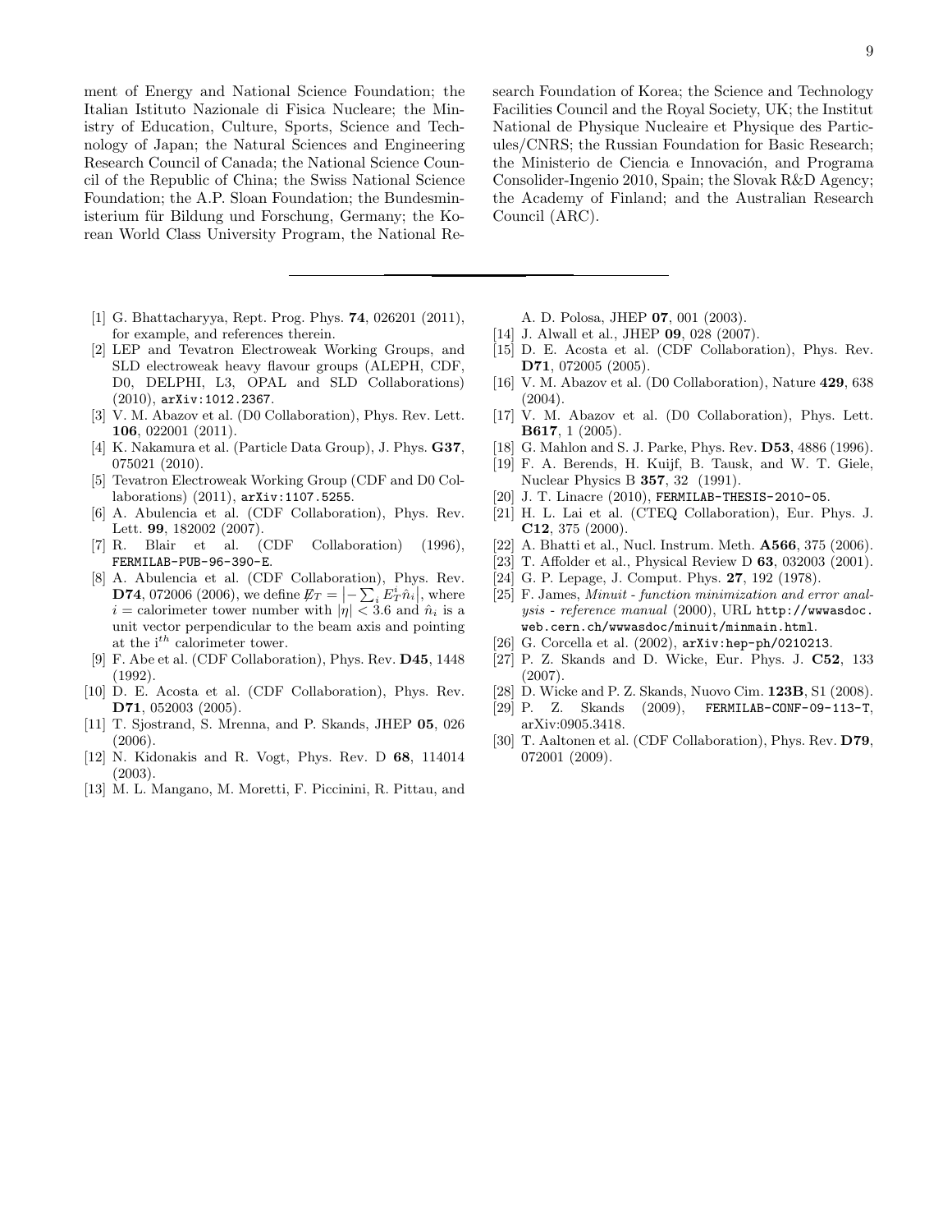ment of Energy and National Science Foundation; the Italian Istituto Nazionale di Fisica Nucleare; the Ministry of Education, Culture, Sports, Science and Technology of Japan; the Natural Sciences and Engineering Research Council of Canada; the National Science Council of the Republic of China; the Swiss National Science Foundation; the A.P. Sloan Foundation; the Bundesministerium für Bildung und Forschung, Germany; the Korean World Class University Program, the National Research Foundation of Korea; the Science and Technology Facilities Council and the Royal Society, UK; the Institut National de Physique Nucleaire et Physique des Particules/CNRS; the Russian Foundation for Basic Research; the Ministerio de Ciencia e Innovación, and Programa Consolider-Ingenio 2010, Spain; the Slovak R&D Agency; the Academy of Finland; and the Australian Research Council (ARC).

---

[1] G. Bhattacharyya, Rept. Prog. Phys. **74**, 026201 (2011), for example, and references therein.

[2] LEP and Tevatron Electroweak Working Groups, and SLD electroweak heavy flavour groups (ALEPH, CDF, D0, DELPHI, L3, OPAL and SLD Collaborations) (2010), `arXiv:1012.2367`.

[3] V. M. Abazov et al. (D0 Collaboration), Phys. Rev. Lett. **106**, 022001 (2011).

[4] K. Nakamura et al. (Particle Data Group), J. Phys. **G37**, 075021 (2010).

[5] Tevatron Electroweak Working Group (CDF and D0 Collaborations) (2011), `arXiv:1107.5255`.

[6] A. Abulencia et al. (CDF Collaboration), Phys. Rev. Lett. **99**, 182002 (2007).

[7] R. Blair et al. (CDF Collaboration) (1996), `FERMILAB-PUB-96-390-E`.

[8] A. Abulencia et al. (CDF Collaboration), Phys. Rev. **D74**, 072006 (2006), we define $\not{E}_T = \left|-\sum_i E_T^i \hat{n}_i\right|$, where $i$ = calorimeter tower number with $|\eta| < 3.6$ and $\hat{n}_i$ is a unit vector perpendicular to the beam axis and pointing at the $i^{th}$ calorimeter tower.

[9] F. Abe et al. (CDF Collaboration), Phys. Rev. **D45**, 1448 (1992).

[10] D. E. Acosta et al. (CDF Collaboration), Phys. Rev. **D71**, 052003 (2005).

[11] T. Sjostrand, S. Mrenna, and P. Skands, JHEP **05**, 026 (2006).

[12] N. Kidonakis and R. Vogt, Phys. Rev. D **68**, 114014 (2003).

[13] M. L. Mangano, M. Moretti, F. Piccinini, R. Pittau, and A. D. Polosa, JHEP **07**, 001 (2003).

[14] J. Alwall et al., JHEP **09**, 028 (2007).

[15] D. E. Acosta et al. (CDF Collaboration), Phys. Rev. **D71**, 072005 (2005).

[16] V. M. Abazov et al. (D0 Collaboration), Nature **429**, 638 (2004).

[17] V. M. Abazov et al. (D0 Collaboration), Phys. Lett. **B617**, 1 (2005).

[18] G. Mahlon and S. J. Parke, Phys. Rev. **D53**, 4886 (1996).

[19] F. A. Berends, H. Kuijf, B. Tausk, and W. T. Giele, Nuclear Physics B **357**, 32 (1991).

[20] J. T. Linacre (2010), `FERMILAB-THESIS-2010-05`.

[21] H. L. Lai et al. (CTEQ Collaboration), Eur. Phys. J. **C12**, 375 (2000).

[22] A. Bhatti et al., Nucl. Instrum. Meth. **A566**, 375 (2006).

[23] T. Affolder et al., Physical Review D **63**, 032003 (2001).

[24] G. P. Lepage, J. Comput. Phys. **27**, 192 (1978).

[25] F. James, *Minuit - function minimization and error analysis - reference manual* (2000), URL `http://wwwasdoc.web.cern.ch/wwwasdoc/minuit/minmain.html`.

[26] G. Corcella et al. (2002), `arXiv:hep-ph/0210213`.

[27] P. Z. Skands and D. Wicke, Eur. Phys. J. **C52**, 133 (2007).

[28] D. Wicke and P. Z. Skands, Nuovo Cim. **123B**, S1 (2008).

[29] P. Z. Skands (2009), `FERMILAB-CONF-09-113-T`, arXiv:0905.3418.

[30] T. Aaltonen et al. (CDF Collaboration), Phys. Rev. **D79**, 072001 (2009).